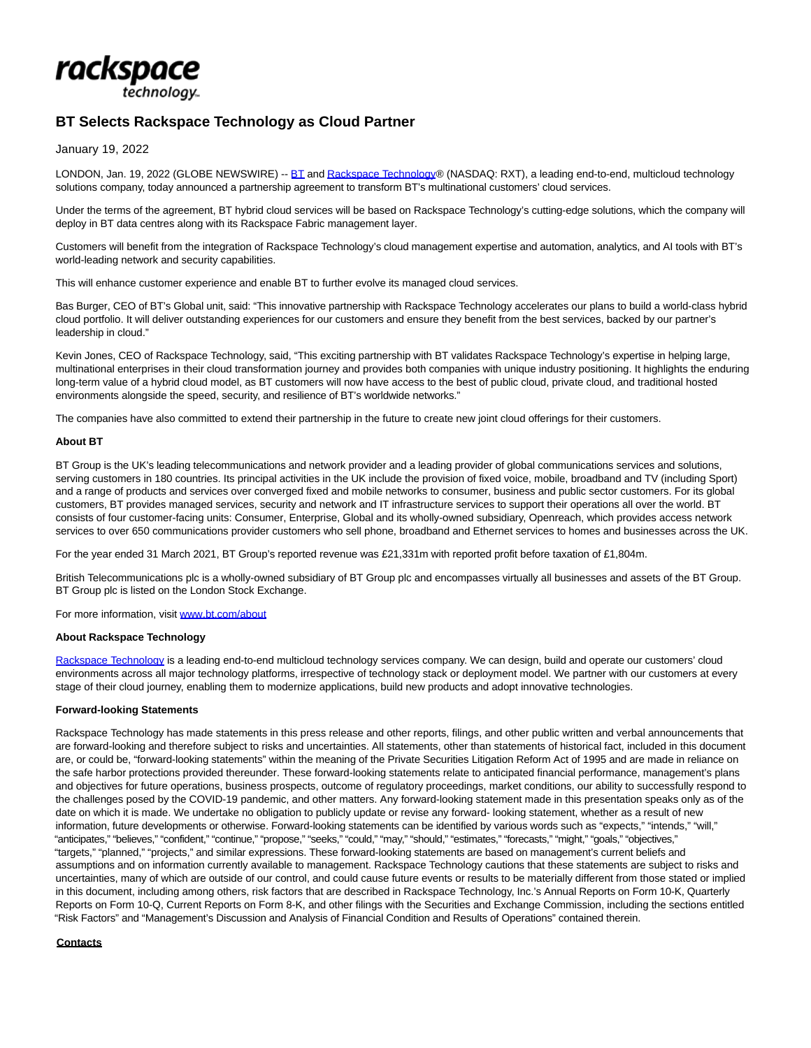# BT Selects Rackspace Technology as Cloud Partner

January 19, 2022

LONDON, Jan. 19, 2022 (GLOBE NEWSWIRE) -- BT and Rackspace Technology® (NASDAQ: RXT), a leading end-to-end, multicloud technology solutions company, today announced a partnership agreement to transform BT's multinational customers' cloud services.

Under the terms of the agreement, BT hybrid cloud services will be based on Rackspace Technology's cutting-edge solutions, which the company will deploy in BT data centres along with its Rackspace Fabric management layer.

Customers will benefit from the integration of Rackspace Technology's cloud management expertise and automation, analytics, and AI tools with BT's world-leading network and security capabilities.

This will enhance customer experience and enable BT to further evolve its managed cloud services.

Bas Burger, CEO of BT's Global unit, said: "This innovative partnership with Rackspace Technology accelerates our plans to build a world-class hybrid cloud portfolio. It will deliver outstanding experiences for our customers and ensure they benefit from the best services, backed by our partner's leadership in cloud."

Kevin Jones, CEO of Rackspace Technology, said, "This exciting partnership with BT validates Rackspace Technology's expertise in helping large, multinational enterprises in their cloud transformation journey and provides both companies with unique industry positioning. It highlights the enduring long-term value of a hybrid cloud model, as BT customers will now have access to the best of public cloud, private cloud, and traditional hosted environments alongside the speed, security, and resilience of BT's worldwide networks."

The companies have also committed to extend their partnership in the future to create new joint cloud offerings for their customers.

**About BT**

BT Group is the UK's leading telecommunications and network provider and a leading provider of global communications services and solutions, serving customers in 180 countries. Its principal activities in the UK include the provision of fixed voice, mobile, broadband and TV (including Sport) and a range of products and services over converged fixed and mobile networks to consumer, business and public sector customers. For its global customers, BT provides managed services, security and network and IT infrastructure services to support their operations all over the world. BT consists of four customer-facing units: Consumer, Enterprise, Global and its wholly-owned subsidiary, Openreach, which provides access network services to over 650 communications provider customers who sell phone, broadband and Ethernet services to homes and businesses across the UK.

For the year ended 31 March 2021, BT Group's reported revenue was £21,331m with reported profit before taxation of £1,804m.

British Telecommunications plc is a wholly-owned subsidiary of BT Group plc and encompasses virtually all businesses and assets of the BT Group. BT Group plc is listed on the London Stock Exchange.

For more information, visit www.bt.com/about

**About Rackspace Technology**

Rackspace Technology is a leading end-to-end multicloud technology services company. We can design, build and operate our customers' cloud environments across all major technology platforms, irrespective of technology stack or deployment model. We partner with our customers at every stage of their cloud journey, enabling them to modernize applications, build new products and adopt innovative technologies.

**Forward-looking Statements**

Rackspace Technology has made statements in this press release and other reports, filings, and other public written and verbal announcements that are forward-looking and therefore subject to risks and uncertainties. All statements, other than statements of historical fact, included in this document are, or could be, "forward-looking statements" within the meaning of the Private Securities Litigation Reform Act of 1995 and are made in reliance on the safe harbor protections provided thereunder. These forward-looking statements relate to anticipated financial performance, management's plans and objectives for future operations, business prospects, outcome of regulatory proceedings, market conditions, our ability to successfully respond to the challenges posed by the COVID-19 pandemic, and other matters. Any forward-looking statement made in this presentation speaks only as of the date on which it is made. We undertake no obligation to publicly update or revise any forward- looking statement, whether as a result of new information, future developments or otherwise. Forward-looking statements can be identified by various words such as "expects," "intends," "will," "anticipates," "believes," "confident," "continue," "propose," "seeks," "could," "may," "should," "estimates," "forecasts," "might," "goals," "objectives," "targets," "planned," "projects," and similar expressions. These forward-looking statements are based on management's current beliefs and assumptions and on information currently available to management. Rackspace Technology cautions that these statements are subject to risks and uncertainties, many of which are outside of our control, and could cause future events or results to be materially different from those stated or implied in this document, including among others, risk factors that are described in Rackspace Technology, Inc.'s Annual Reports on Form 10-K, Quarterly Reports on Form 10-Q, Current Reports on Form 8-K, and other filings with the Securities and Exchange Commission, including the sections entitled "Risk Factors" and "Management's Discussion and Analysis of Financial Condition and Results of Operations" contained therein.

**Contacts**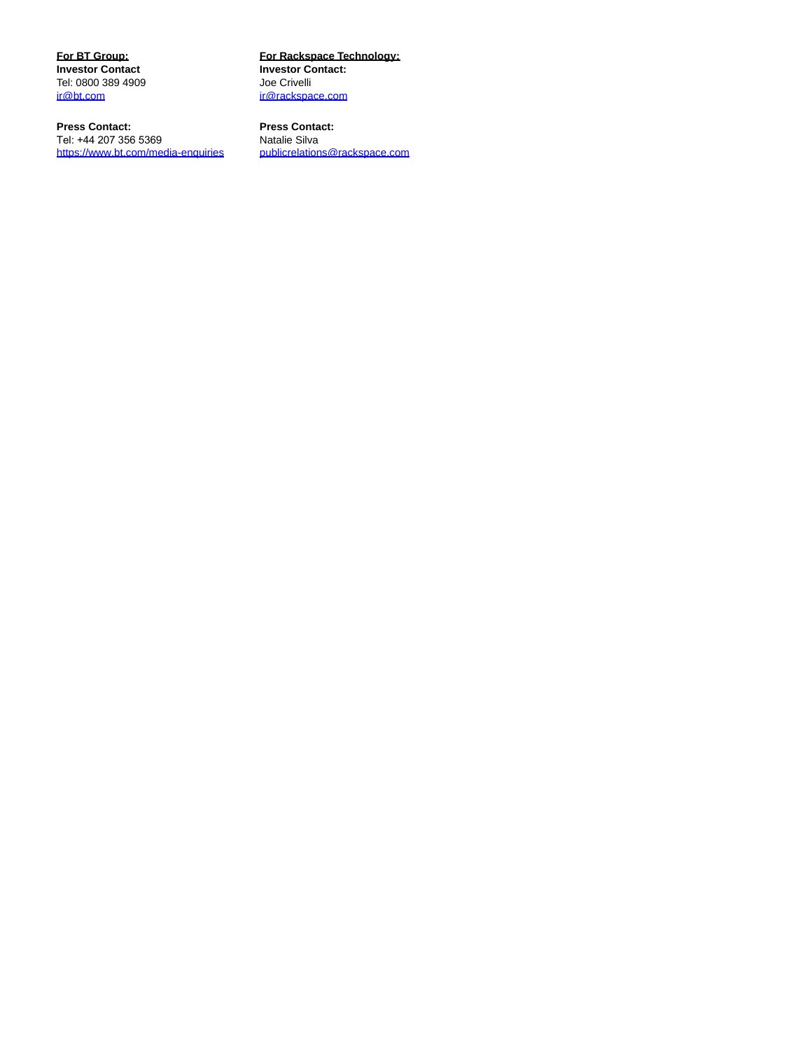**For BT Group:**

**Investor Contact**
Tel: 0800 389 4909
ir@bt.com

**Press Contact:**
Tel: +44 207 356 5369
https://www.bt.com/media-enquiries

**For Rackspace Technology:**

**Investor Contact:**
Joe Crivelli
ir@rackspace.com

**Press Contact:**
Natalie Silva
publicrelations@rackspace.com